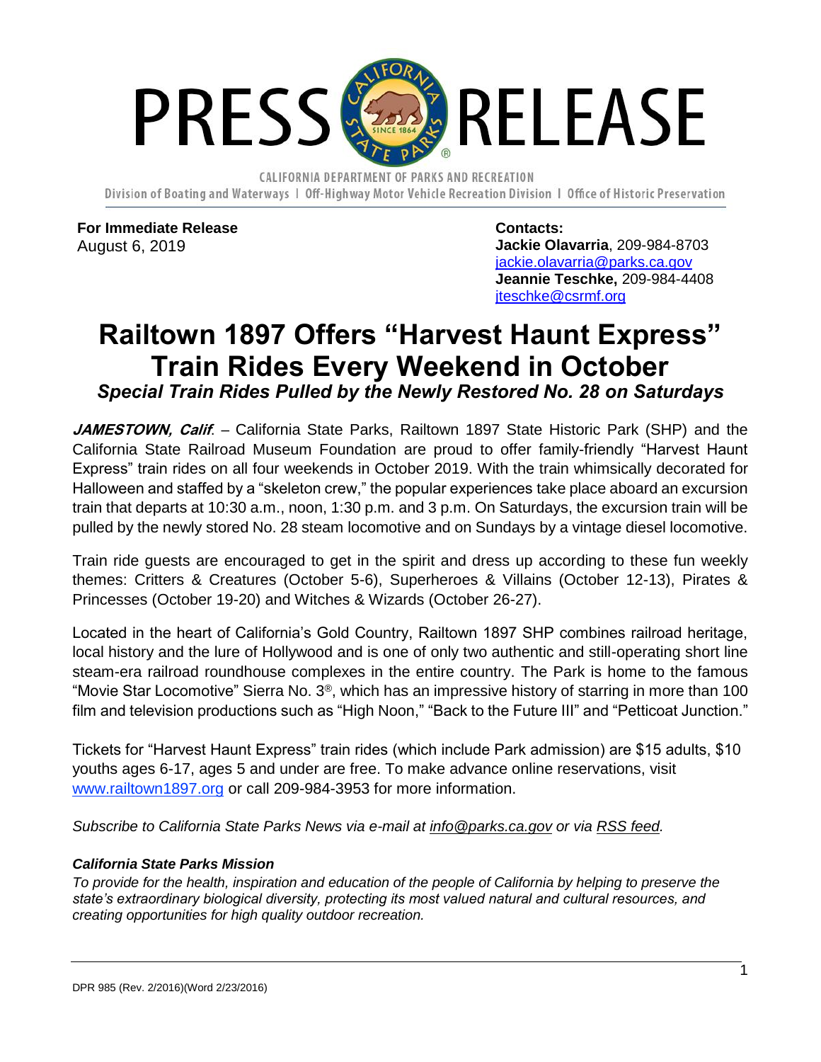# PRESS RELEASE

CALIFORNIA DEPARTMENT OF PARKS AND RECREATION
Division of Boating and Waterways | Off-Highway Motor Vehicle Recreation Division | Office of Historic Preservation

**For Immediate Release**
August 6, 2019

**Contacts:**
**Jackie Olavarria**, 209-984-8703
jackie.olavarria@parks.ca.gov
**Jeannie Teschke,** 209-984-4408
jteschke@csrmf.org

# Railtown 1897 Offers "Harvest Haunt Express" Train Rides Every Weekend in October

### *Special Train Rides Pulled by the Newly Restored No. 28 on Saturdays*

***JAMESTOWN, Calif.*** – California State Parks, Railtown 1897 State Historic Park (SHP) and the California State Railroad Museum Foundation are proud to offer family-friendly "Harvest Haunt Express" train rides on all four weekends in October 2019. With the train whimsically decorated for Halloween and staffed by a "skeleton crew," the popular experiences take place aboard an excursion train that departs at 10:30 a.m., noon, 1:30 p.m. and 3 p.m. On Saturdays, the excursion train will be pulled by the newly stored No. 28 steam locomotive and on Sundays by a vintage diesel locomotive.

Train ride guests are encouraged to get in the spirit and dress up according to these fun weekly themes: Critters & Creatures (October 5-6), Superheroes & Villains (October 12-13), Pirates & Princesses (October 19-20) and Witches & Wizards (October 26-27).

Located in the heart of California's Gold Country, Railtown 1897 SHP combines railroad heritage, local history and the lure of Hollywood and is one of only two authentic and still-operating short line steam-era railroad roundhouse complexes in the entire country. The Park is home to the famous "Movie Star Locomotive" Sierra No. 3®, which has an impressive history of starring in more than 100 film and television productions such as "High Noon," "Back to the Future III" and "Petticoat Junction."

Tickets for "Harvest Haunt Express" train rides (which include Park admission) are $15 adults, $10 youths ages 6-17, ages 5 and under are free. To make advance online reservations, visit www.railtown1897.org or call 209-984-3953 for more information.

*Subscribe to California State Parks News via e-mail at info@parks.ca.gov or via RSS feed.*

***California State Parks Mission***

*To provide for the health, inspiration and education of the people of California by helping to preserve the state's extraordinary biological diversity, protecting its most valued natural and cultural resources, and creating opportunities for high quality outdoor recreation.*

DPR 985 (Rev. 2/2016)(Word 2/23/2016)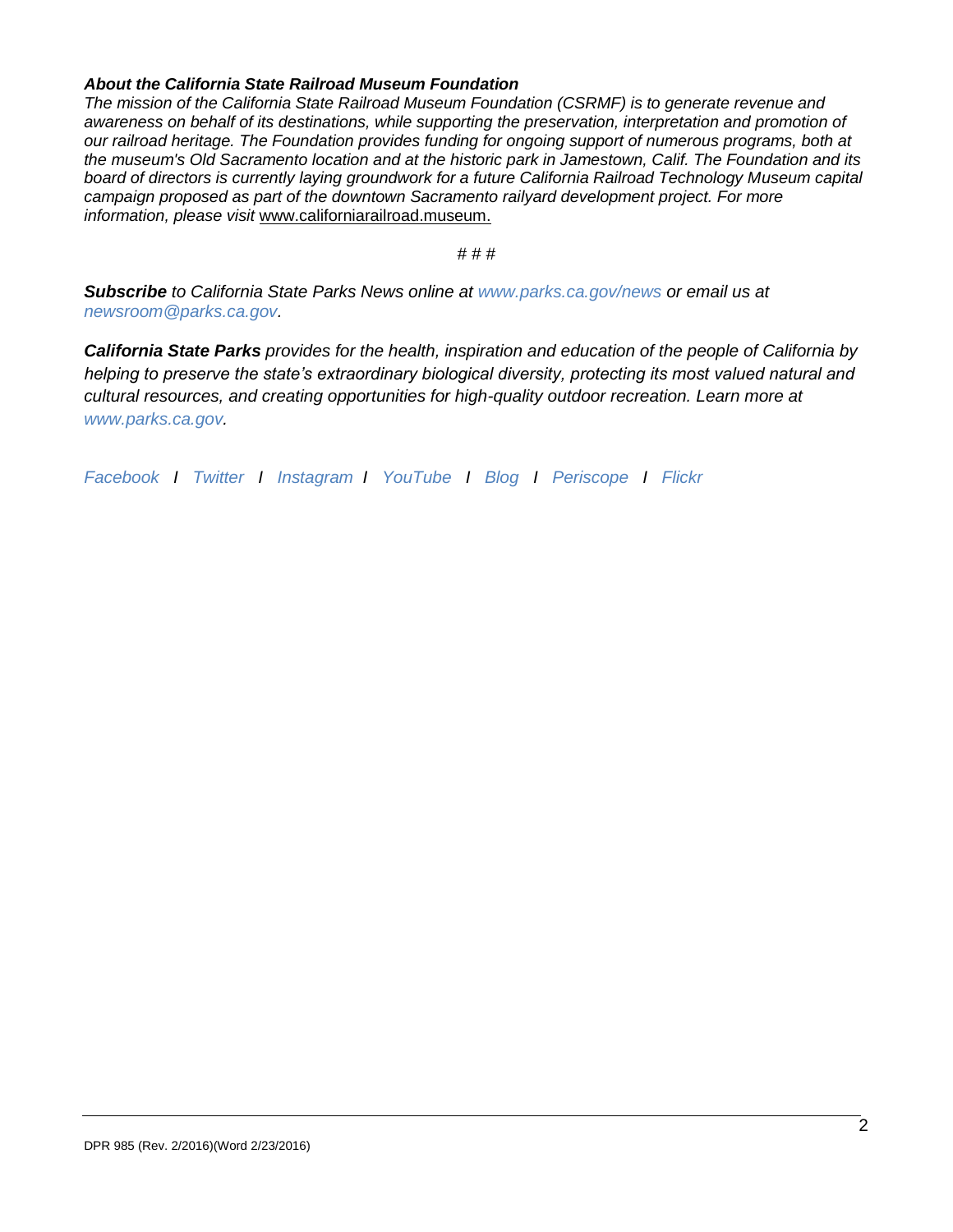***About the California State Railroad Museum Foundation***

*The mission of the California State Railroad Museum Foundation (CSRMF) is to generate revenue and awareness on behalf of its destinations, while supporting the preservation, interpretation and promotion of our railroad heritage. The Foundation provides funding for ongoing support of numerous programs, both at the museum's Old Sacramento location and at the historic park in Jamestown, Calif. The Foundation and its board of directors is currently laying groundwork for a future California Railroad Technology Museum capital campaign proposed as part of the downtown Sacramento railyard development project. For more information, please visit* www.californiarailroad.museum.

# # #

***Subscribe*** *to California State Parks News online at www.parks.ca.gov/news or email us at newsroom@parks.ca.gov.*

***California State Parks*** *provides for the health, inspiration and education of the people of California by helping to preserve the state's extraordinary biological diversity, protecting its most valued natural and cultural resources, and creating opportunities for high-quality outdoor recreation. Learn more at www.parks.ca.gov.*

*Facebook / Twitter / Instagram / YouTube / Blog / Periscope / Flickr*

DPR 985 (Rev. 2/2016)(Word 2/23/2016)